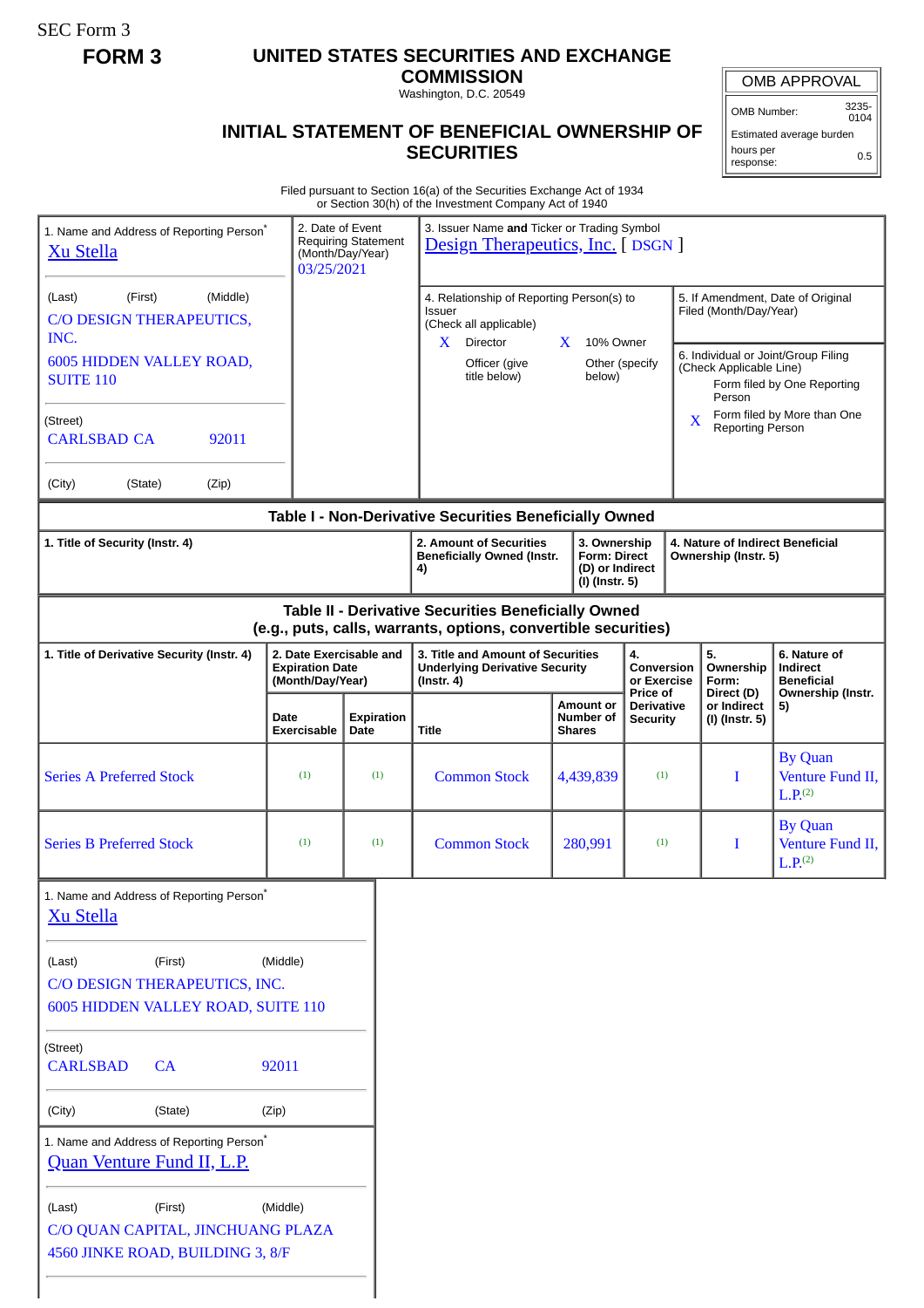SEC Form 3

**FORM 3**

# UNITED STATES SECURITIES AND EXCHANGE COMMISSION

Washington, D.C. 20549

## INITIAL STATEMENT OF BENEFICIAL OWNERSHIP OF SECURITIES

| OMB APPROVAL | |
|---|---|
| OMB Number: | 3235-0104 |
| Estimated average burden | |
| hours per response: | 0.5 |

Filed pursuant to Section 16(a) of the Securities Exchange Act of 1934
or Section 30(h) of the Investment Company Act of 1940

1. Name and Address of Reporting Person*
Xu Stella

(Last) (First) (Middle)
C/O DESIGN THERAPEUTICS, INC.
6005 HIDDEN VALLEY ROAD, SUITE 110

(Street)
CARLSBAD CA 92011

(City) (State) (Zip)

2. Date of Event Requiring Statement (Month/Day/Year)
03/25/2021

3. Issuer Name and Ticker or Trading Symbol
Design Therapeutics, Inc. [ DSGN ]

4. Relationship of Reporting Person(s) to Issuer
(Check all applicable)
X Director
X 10% Owner
Officer (give title below)
Other (specify below)

5. If Amendment, Date of Original Filed (Month/Day/Year)

6. Individual or Joint/Group Filing (Check Applicable Line)
Form filed by One Reporting Person
X Form filed by More than One Reporting Person

### Table I - Non-Derivative Securities Beneficially Owned

| 1. Title of Security (Instr. 4) | 2. Amount of Securities Beneficially Owned (Instr. 4) | 3. Ownership Form: Direct (D) or Indirect (I) (Instr. 5) | 4. Nature of Indirect Beneficial Ownership (Instr. 5) |
|---|---|---|---|

### Table II - Derivative Securities Beneficially Owned
### (e.g., puts, calls, warrants, options, convertible securities)

| 1. Title of Derivative Security (Instr. 4) | 2. Date Exercisable and Expiration Date (Month/Day/Year) | | 3. Title and Amount of Securities Underlying Derivative Security (Instr. 4) | | 4. Conversion or Exercise Price of Derivative Security | 5. Ownership Form: Direct (D) or Indirect (I) (Instr. 5) | 6. Nature of Indirect Beneficial Ownership (Instr. 5) |
|---|---|---|---|---|---|---|---|
| | Date Exercisable | Expiration Date | Title | Amount or Number of Shares | | | |
| Series A Preferred Stock | (1) | (1) | Common Stock | 4,439,839 | (1) | I | By Quan Venture Fund II, L.P.(2) |
| Series B Preferred Stock | (1) | (1) | Common Stock | 280,991 | (1) | I | By Quan Venture Fund II, L.P.(2) |

1. Name and Address of Reporting Person*
Xu Stella

(Last) (First) (Middle)
C/O DESIGN THERAPEUTICS, INC.
6005 HIDDEN VALLEY ROAD, SUITE 110

(Street)
CARLSBAD CA 92011

(City) (State) (Zip)

1. Name and Address of Reporting Person*
Quan Venture Fund II, L.P.

(Last) (First) (Middle)
C/O QUAN CAPITAL, JINCHUANG PLAZA
4560 JINKE ROAD, BUILDING 3, 8/F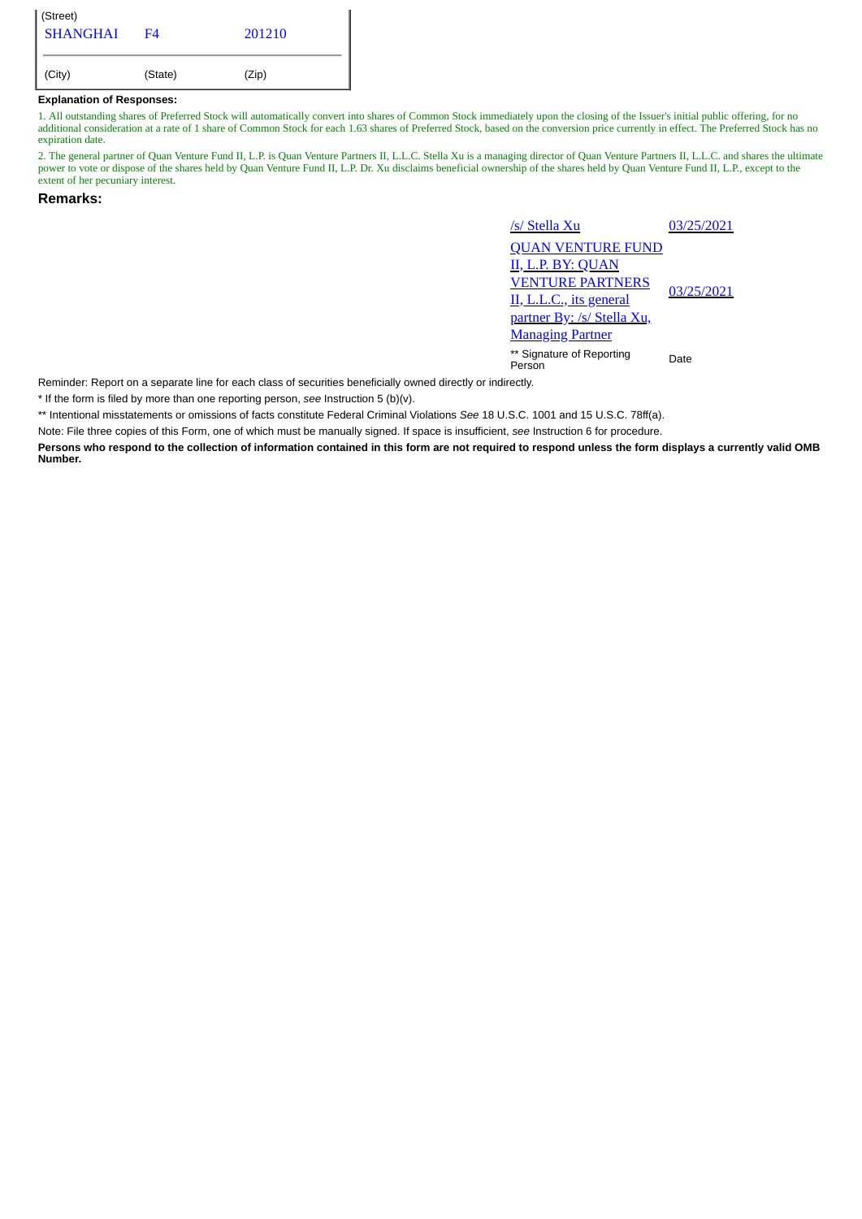| (Street) | | |
|---|---|---|
| SHANGHAI | F4 | 201210 |
| (City) | (State) | (Zip) |

**Explanation of Responses:**

1. All outstanding shares of Preferred Stock will automatically convert into shares of Common Stock immediately upon the closing of the Issuer's initial public offering, for no additional consideration at a rate of 1 share of Common Stock for each 1.63 shares of Preferred Stock, based on the conversion price currently in effect. The Preferred Stock has no expiration date.

2. The general partner of Quan Venture Fund II, L.P. is Quan Venture Partners II, L.L.C. Stella Xu is a managing director of Quan Venture Partners II, L.L.C. and shares the ultimate power to vote or dispose of the shares held by Quan Venture Fund II, L.P. Dr. Xu disclaims beneficial ownership of the shares held by Quan Venture Fund II, L.P., except to the extent of her pecuniary interest.

## Remarks:

| | |
|---|---|
| /s/ Stella Xu | 03/25/2021 |
| QUAN VENTURE FUND II, L.P. BY: QUAN VENTURE PARTNERS II, L.L.C., its general partner By: /s/ Stella Xu, Managing Partner | 03/25/2021 |
| ** Signature of Reporting Person | Date |

Reminder: Report on a separate line for each class of securities beneficially owned directly or indirectly.

* If the form is filed by more than one reporting person, *see* Instruction 5 (b)(v).

** Intentional misstatements or omissions of facts constitute Federal Criminal Violations *See* 18 U.S.C. 1001 and 15 U.S.C. 78ff(a).

Note: File three copies of this Form, one of which must be manually signed. If space is insufficient, *see* Instruction 6 for procedure.

**Persons who respond to the collection of information contained in this form are not required to respond unless the form displays a currently valid OMB Number.**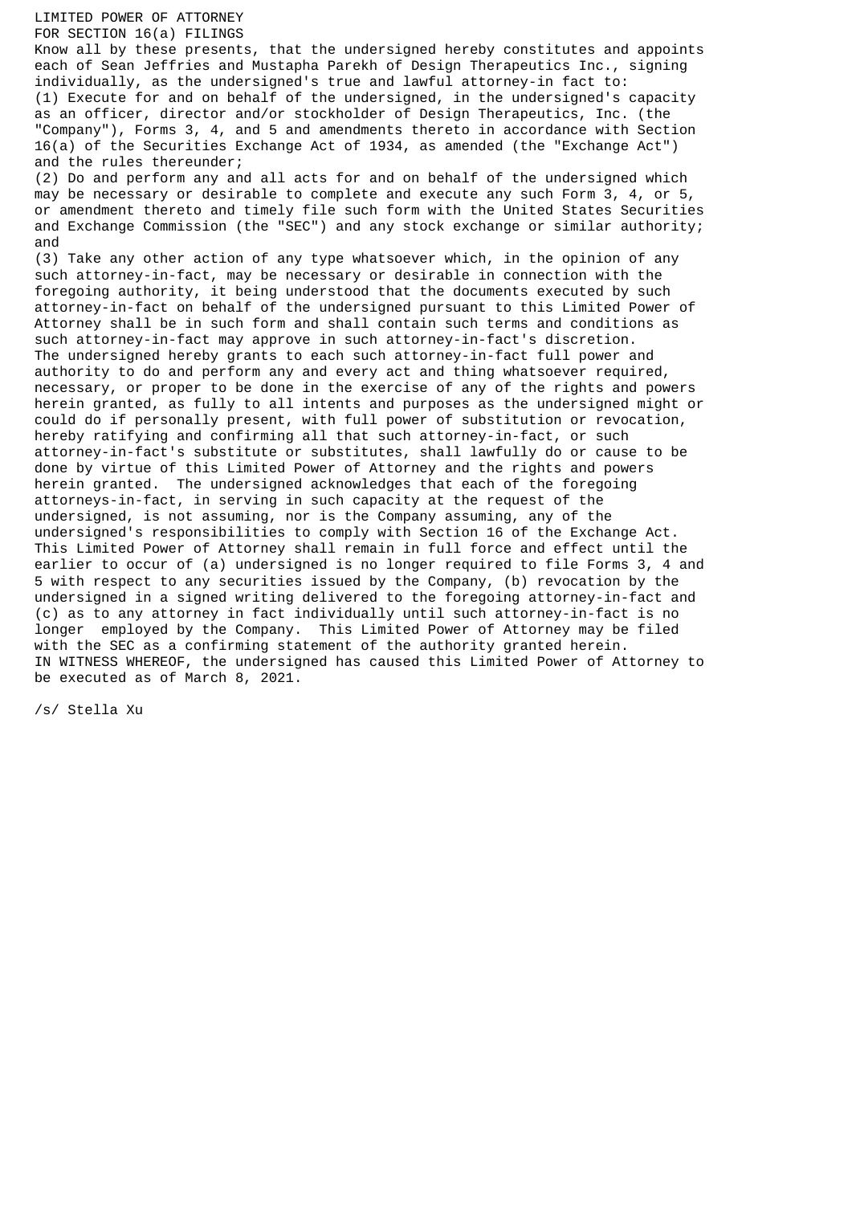# LIMITED POWER OF ATTORNEY
## FOR SECTION 16(a) FILINGS

Know all by these presents, that the undersigned hereby constitutes and appoints each of Sean Jeffries and Mustapha Parekh of Design Therapeutics Inc., signing individually, as the undersigned's true and lawful attorney-in fact to:

(1) Execute for and on behalf of the undersigned, in the undersigned's capacity as an officer, director and/or stockholder of Design Therapeutics, Inc. (the "Company"), Forms 3, 4, and 5 and amendments thereto in accordance with Section 16(a) of the Securities Exchange Act of 1934, as amended (the "Exchange Act") and the rules thereunder;

(2) Do and perform any and all acts for and on behalf of the undersigned which may be necessary or desirable to complete and execute any such Form 3, 4, or 5, or amendment thereto and timely file such form with the United States Securities and Exchange Commission (the "SEC") and any stock exchange or similar authority; and

(3) Take any other action of any type whatsoever which, in the opinion of any such attorney-in-fact, may be necessary or desirable in connection with the foregoing authority, it being understood that the documents executed by such attorney-in-fact on behalf of the undersigned pursuant to this Limited Power of Attorney shall be in such form and shall contain such terms and conditions as such attorney-in-fact may approve in such attorney-in-fact's discretion.

The undersigned hereby grants to each such attorney-in-fact full power and authority to do and perform any and every act and thing whatsoever required, necessary, or proper to be done in the exercise of any of the rights and powers herein granted, as fully to all intents and purposes as the undersigned might or could do if personally present, with full power of substitution or revocation, hereby ratifying and confirming all that such attorney-in-fact, or such attorney-in-fact's substitute or substitutes, shall lawfully do or cause to be done by virtue of this Limited Power of Attorney and the rights and powers herein granted. The undersigned acknowledges that each of the foregoing attorneys-in-fact, in serving in such capacity at the request of the undersigned, is not assuming, nor is the Company assuming, any of the undersigned's responsibilities to comply with Section 16 of the Exchange Act.

This Limited Power of Attorney shall remain in full force and effect until the earlier to occur of (a) undersigned is no longer required to file Forms 3, 4 and 5 with respect to any securities issued by the Company, (b) revocation by the undersigned in a signed writing delivered to the foregoing attorney-in-fact and (c) as to any attorney in fact individually until such attorney-in-fact is no longer employed by the Company. This Limited Power of Attorney may be filed with the SEC as a confirming statement of the authority granted herein.

IN WITNESS WHEREOF, the undersigned has caused this Limited Power of Attorney to be executed as of March 8, 2021.

/s/ Stella Xu